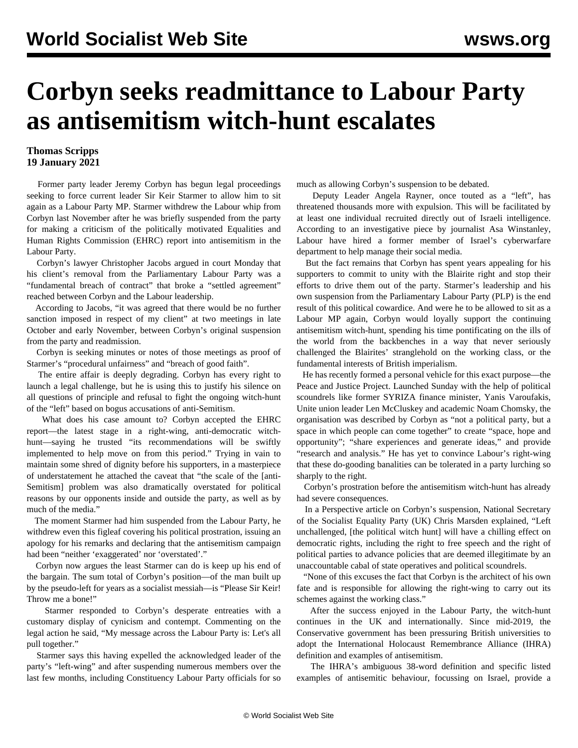# Corbyn seeks readmittance to Labour Party as antisemitism witch-hunt escalates

**Thomas Scripps**
**19 January 2021**

Former party leader Jeremy Corbyn has begun legal proceedings seeking to force current leader Sir Keir Starmer to allow him to sit again as a Labour Party MP. Starmer withdrew the Labour whip from Corbyn last November after he was briefly suspended from the party for making a criticism of the politically motivated Equalities and Human Rights Commission (EHRC) report into antisemitism in the Labour Party.

Corbyn's lawyer Christopher Jacobs argued in court Monday that his client's removal from the Parliamentary Labour Party was a "fundamental breach of contract" that broke a "settled agreement" reached between Corbyn and the Labour leadership.

According to Jacobs, "it was agreed that there would be no further sanction imposed in respect of my client" at two meetings in late October and early November, between Corbyn's original suspension from the party and readmission.

Corbyn is seeking minutes or notes of those meetings as proof of Starmer's "procedural unfairness" and "breach of good faith".

The entire affair is deeply degrading. Corbyn has every right to launch a legal challenge, but he is using this to justify his silence on all questions of principle and refusal to fight the ongoing witch-hunt of the "left" based on bogus accusations of anti-Semitism.

What does his case amount to? Corbyn accepted the EHRC report—the latest stage in a right-wing, anti-democratic witch-hunt—saying he trusted "its recommendations will be swiftly implemented to help move on from this period." Trying in vain to maintain some shred of dignity before his supporters, in a masterpiece of understatement he attached the caveat that "the scale of the [anti-Semitism] problem was also dramatically overstated for political reasons by our opponents inside and outside the party, as well as by much of the media."

The moment Starmer had him suspended from the Labour Party, he withdrew even this figleaf covering his political prostration, issuing an apology for his remarks and declaring that the antisemitism campaign had been "neither 'exaggerated' nor 'overstated'."

Corbyn now argues the least Starmer can do is keep up his end of the bargain. The sum total of Corbyn's position—of the man built up by the pseudo-left for years as a socialist messiah—is "Please Sir Keir! Throw me a bone!"

Starmer responded to Corbyn's desperate entreaties with a customary display of cynicism and contempt. Commenting on the legal action he said, "My message across the Labour Party is: Let's all pull together."

Starmer says this having expelled the acknowledged leader of the party's "left-wing" and after suspending numerous members over the last few months, including Constituency Labour Party officials for so much as allowing Corbyn's suspension to be debated.

Deputy Leader Angela Rayner, once touted as a "left", has threatened thousands more with expulsion. This will be facilitated by at least one individual recruited directly out of Israeli intelligence. According to an investigative piece by journalist Asa Winstanley, Labour have hired a former member of Israel's cyberwarfare department to help manage their social media.

But the fact remains that Corbyn has spent years appealing for his supporters to commit to unity with the Blairite right and stop their efforts to drive them out of the party. Starmer's leadership and his own suspension from the Parliamentary Labour Party (PLP) is the end result of this political cowardice. And were he to be allowed to sit as a Labour MP again, Corbyn would loyally support the continuing antisemitism witch-hunt, spending his time pontificating on the ills of the world from the backbenches in a way that never seriously challenged the Blairites' stranglehold on the working class, or the fundamental interests of British imperialism.

He has recently formed a personal vehicle for this exact purpose—the Peace and Justice Project. Launched Sunday with the help of political scoundrels like former SYRIZA finance minister, Yanis Varoufakis, Unite union leader Len McCluskey and academic Noam Chomsky, the organisation was described by Corbyn as "not a political party, but a space in which people can come together" to create "space, hope and opportunity"; "share experiences and generate ideas," and provide "research and analysis." He has yet to convince Labour's right-wing that these do-gooding banalities can be tolerated in a party lurching so sharply to the right.

Corbyn's prostration before the antisemitism witch-hunt has already had severe consequences.

In a Perspective article on Corbyn's suspension, National Secretary of the Socialist Equality Party (UK) Chris Marsden explained, "Left unchallenged, [the political witch hunt] will have a chilling effect on democratic rights, including the right to free speech and the right of political parties to advance policies that are deemed illegitimate by an unaccountable cabal of state operatives and political scoundrels.

"None of this excuses the fact that Corbyn is the architect of his own fate and is responsible for allowing the right-wing to carry out its schemes against the working class."

After the success enjoyed in the Labour Party, the witch-hunt continues in the UK and internationally. Since mid-2019, the Conservative government has been pressuring British universities to adopt the International Holocaust Remembrance Alliance (IHRA) definition and examples of antisemitism.

The IHRA's ambiguous 38-word definition and specific listed examples of antisemitic behaviour, focussing on Israel, provide a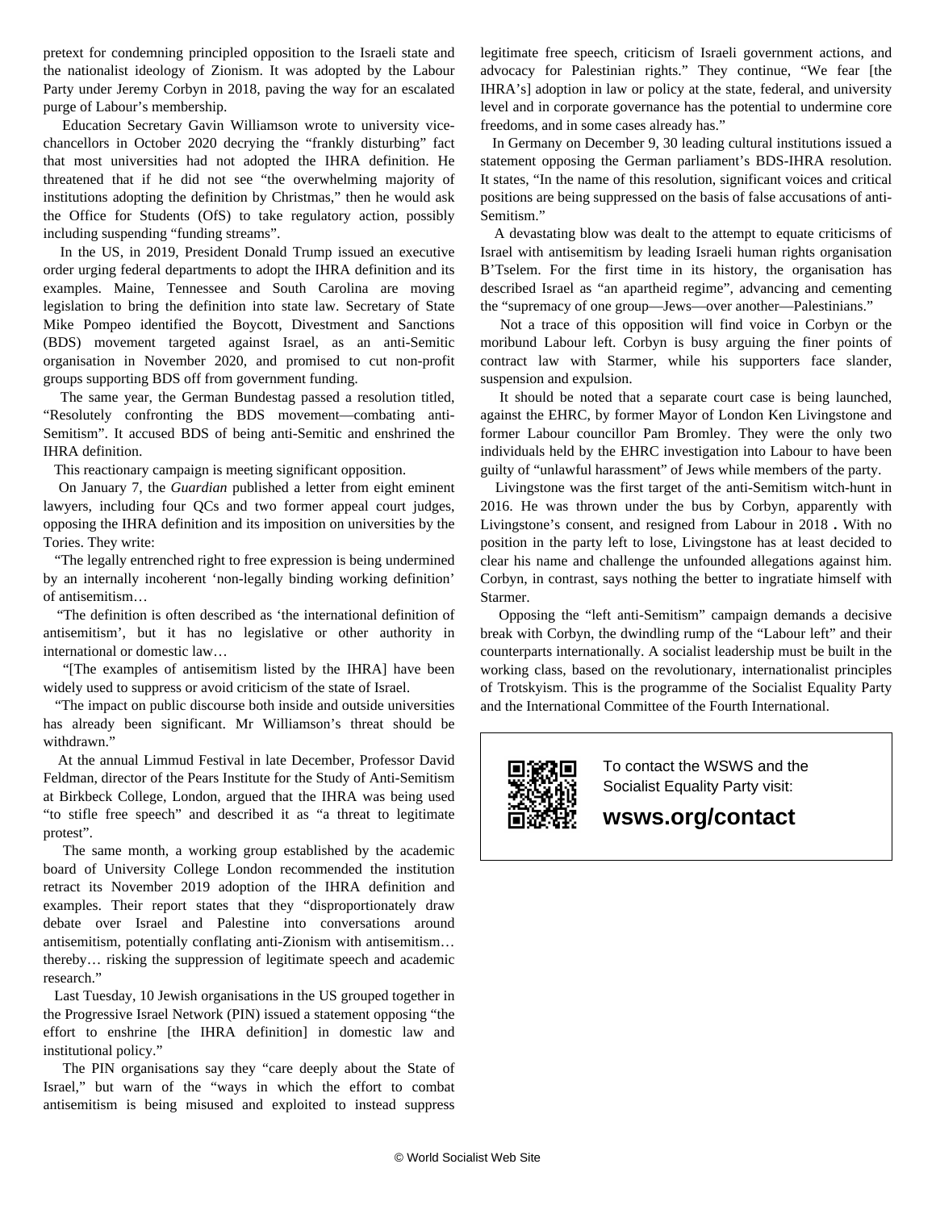pretext for condemning principled opposition to the Israeli state and the nationalist ideology of Zionism. It was adopted by the Labour Party under Jeremy Corbyn in 2018, paving the way for an escalated purge of Labour's membership.

Education Secretary Gavin Williamson wrote to university vice-chancellors in October 2020 decrying the "frankly disturbing" fact that most universities had not adopted the IHRA definition. He threatened that if he did not see "the overwhelming majority of institutions adopting the definition by Christmas," then he would ask the Office for Students (OfS) to take regulatory action, possibly including suspending "funding streams".

In the US, in 2019, President Donald Trump issued an executive order urging federal departments to adopt the IHRA definition and its examples. Maine, Tennessee and South Carolina are moving legislation to bring the definition into state law. Secretary of State Mike Pompeo identified the Boycott, Divestment and Sanctions (BDS) movement targeted against Israel, as an anti-Semitic organisation in November 2020, and promised to cut non-profit groups supporting BDS off from government funding.

The same year, the German Bundestag passed a resolution titled, "Resolutely confronting the BDS movement—combating anti-Semitism". It accused BDS of being anti-Semitic and enshrined the IHRA definition.

This reactionary campaign is meeting significant opposition.

On January 7, the *Guardian* published a letter from eight eminent lawyers, including four QCs and two former appeal court judges, opposing the IHRA definition and its imposition on universities by the Tories. They write:

"The legally entrenched right to free expression is being undermined by an internally incoherent 'non-legally binding working definition' of antisemitism…

"The definition is often described as 'the international definition of antisemitism', but it has no legislative or other authority in international or domestic law…

"[The examples of antisemitism listed by the IHRA] have been widely used to suppress or avoid criticism of the state of Israel.

"The impact on public discourse both inside and outside universities has already been significant. Mr Williamson's threat should be withdrawn."

At the annual Limmud Festival in late December, Professor David Feldman, director of the Pears Institute for the Study of Anti-Semitism at Birkbeck College, London, argued that the IHRA was being used "to stifle free speech" and described it as "a threat to legitimate protest".

The same month, a working group established by the academic board of University College London recommended the institution retract its November 2019 adoption of the IHRA definition and examples. Their report states that they "disproportionately draw debate over Israel and Palestine into conversations around antisemitism, potentially conflating anti-Zionism with antisemitism… thereby… risking the suppression of legitimate speech and academic research."

Last Tuesday, 10 Jewish organisations in the US grouped together in the Progressive Israel Network (PIN) issued a statement opposing "the effort to enshrine [the IHRA definition] in domestic law and institutional policy."

The PIN organisations say they "care deeply about the State of Israel," but warn of the "ways in which the effort to combat antisemitism is being misused and exploited to instead suppress legitimate free speech, criticism of Israeli government actions, and advocacy for Palestinian rights." They continue, "We fear [the IHRA's] adoption in law or policy at the state, federal, and university level and in corporate governance has the potential to undermine core freedoms, and in some cases already has."

In Germany on December 9, 30 leading cultural institutions issued a statement opposing the German parliament's BDS-IHRA resolution. It states, "In the name of this resolution, significant voices and critical positions are being suppressed on the basis of false accusations of anti-Semitism."

A devastating blow was dealt to the attempt to equate criticisms of Israel with antisemitism by leading Israeli human rights organisation B'Tselem. For the first time in its history, the organisation has described Israel as "an apartheid regime", advancing and cementing the "supremacy of one group—Jews—over another—Palestinians."

Not a trace of this opposition will find voice in Corbyn or the moribund Labour left. Corbyn is busy arguing the finer points of contract law with Starmer, while his supporters face slander, suspension and expulsion.

It should be noted that a separate court case is being launched, against the EHRC, by former Mayor of London Ken Livingstone and former Labour councillor Pam Bromley. They were the only two individuals held by the EHRC investigation into Labour to have been guilty of "unlawful harassment" of Jews while members of the party.

Livingstone was the first target of the anti-Semitism witch-hunt in 2016. He was thrown under the bus by Corbyn, apparently with Livingstone's consent, and resigned from Labour in 2018 . With no position in the party left to lose, Livingstone has at least decided to clear his name and challenge the unfounded allegations against him. Corbyn, in contrast, says nothing the better to ingratiate himself with Starmer.

Opposing the "left anti-Semitism" campaign demands a decisive break with Corbyn, the dwindling rump of the "Labour left" and their counterparts internationally. A socialist leadership must be built in the working class, based on the revolutionary, internationalist principles of Trotskyism. This is the programme of the Socialist Equality Party and the International Committee of the Fourth International.

To contact the WSWS and the Socialist Equality Party visit:

**wsws.org/contact**